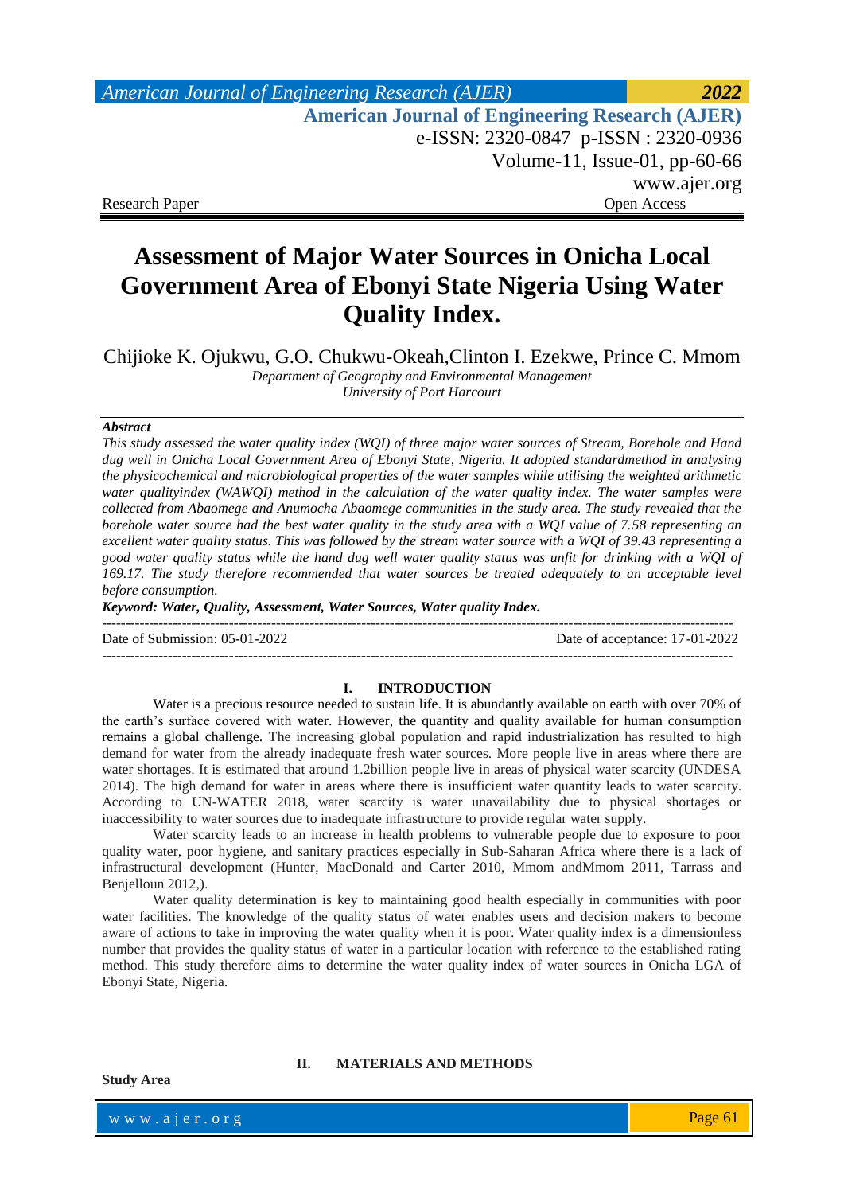Research Paper Open Access

# Assessment of Major Water Sources in Onicha Local Government Area of Ebonyi State Nigeria Using Water Quality Index.

Chijioke K. Ojukwu, G.O. Chukwu-Okeah,Clinton I. Ezekwe, Prince C. Mmom

*Department of Geography and Environmental Management*
*University of Port Harcourt*

***Abstract***

*This study assessed the water quality index (WQI) of three major water sources of Stream, Borehole and Hand dug well in Onicha Local Government Area of Ebonyi State, Nigeria. It adopted standardmethod in analysing the physicochemical and microbiological properties of the water samples while utilising the weighted arithmetic water qualityindex (WAWQI) method in the calculation of the water quality index. The water samples were collected from Abaomege and Anumocha Abaomege communities in the study area. The study revealed that the borehole water source had the best water quality in the study area with a WQI value of 7.58 representing an excellent water quality status. This was followed by the stream water source with a WQI of 39.43 representing a good water quality status while the hand dug well water quality status was unfit for drinking with a WQI of 169.17. The study therefore recommended that water sources be treated adequately to an acceptable level before consumption.*

***Keyword: Water, Quality, Assessment, Water Sources, Water quality Index.***

---

Date of Submission: 05-01-2022 Date of acceptance: 17-01-2022

---

## I. INTRODUCTION

Water is a precious resource needed to sustain life. It is abundantly available on earth with over 70% of the earth's surface covered with water. However, the quantity and quality available for human consumption remains a global challenge. The increasing global population and rapid industrialization has resulted to high demand for water from the already inadequate fresh water sources. More people live in areas where there are water shortages. It is estimated that around 1.2billion people live in areas of physical water scarcity (UNDESA 2014). The high demand for water in areas where there is insufficient water quantity leads to water scarcity. According to UN-WATER 2018, water scarcity is water unavailability due to physical shortages or inaccessibility to water sources due to inadequate infrastructure to provide regular water supply.

Water scarcity leads to an increase in health problems to vulnerable people due to exposure to poor quality water, poor hygiene, and sanitary practices especially in Sub-Saharan Africa where there is a lack of infrastructural development (Hunter, MacDonald and Carter 2010, Mmom andMmom 2011, Tarrass and Benjelloun 2012,).

Water quality determination is key to maintaining good health especially in communities with poor water facilities. The knowledge of the quality status of water enables users and decision makers to become aware of actions to take in improving the water quality when it is poor. Water quality index is a dimensionless number that provides the quality status of water in a particular location with reference to the established rating method. This study therefore aims to determine the water quality index of water sources in Onicha LGA of Ebonyi State, Nigeria.

## II. MATERIALS AND METHODS

**Study Area**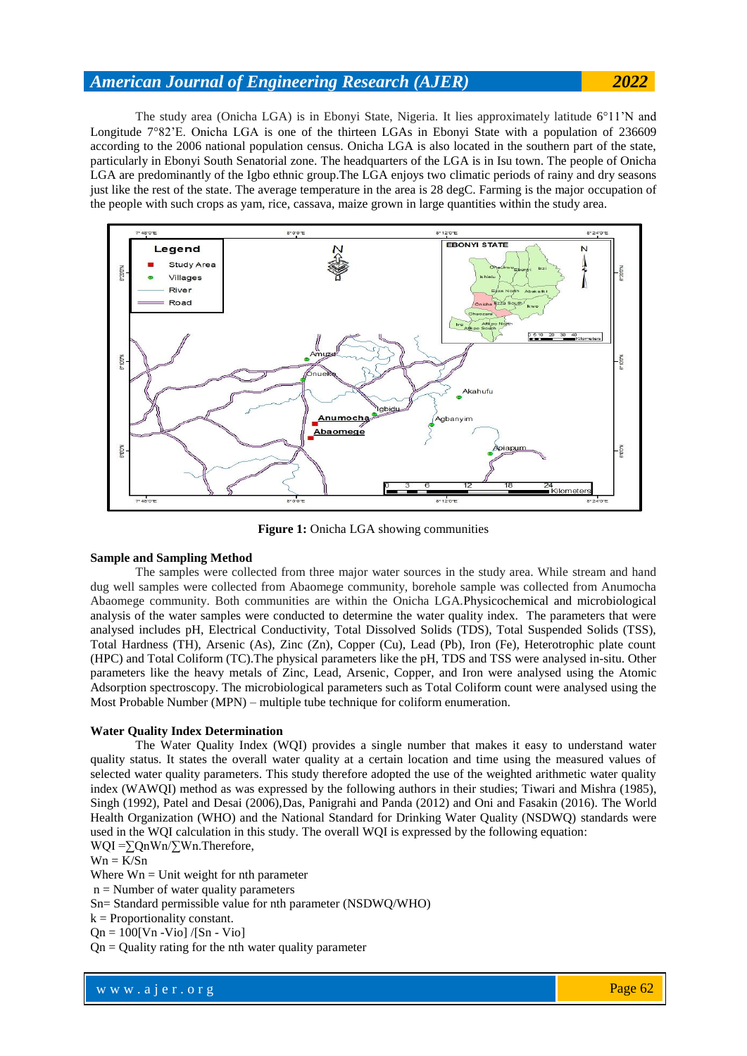The study area (Onicha LGA) is in Ebonyi State, Nigeria. It lies approximately latitude 6°11'N and Longitude 7°82'E. Onicha LGA is one of the thirteen LGAs in Ebonyi State with a population of 236609 according to the 2006 national population census. Onicha LGA is also located in the southern part of the state, particularly in Ebonyi South Senatorial zone. The headquarters of the LGA is in Isu town. The people of Onicha LGA are predominantly of the Igbo ethnic group.The LGA enjoys two climatic periods of rainy and dry seasons just like the rest of the state. The average temperature in the area is 28 degC. Farming is the major occupation of the people with such crops as yam, rice, cassava, maize grown in large quantities within the study area.

**Figure 1:** Onicha LGA showing communities

**Sample and Sampling Method**

The samples were collected from three major water sources in the study area. While stream and hand dug well samples were collected from Abaomege community, borehole sample was collected from Anumocha Abaomege community. Both communities are within the Onicha LGA.Physicochemical and microbiological analysis of the water samples were conducted to determine the water quality index. The parameters that were analysed includes pH, Electrical Conductivity, Total Dissolved Solids (TDS), Total Suspended Solids (TSS), Total Hardness (TH), Arsenic (As), Zinc (Zn), Copper (Cu), Lead (Pb), Iron (Fe), Heterotrophic plate count (HPC) and Total Coliform (TC).The physical parameters like the pH, TDS and TSS were analysed in-situ. Other parameters like the heavy metals of Zinc, Lead, Arsenic, Copper, and Iron were analysed using the Atomic Adsorption spectroscopy. The microbiological parameters such as Total Coliform count were analysed using the Most Probable Number (MPN) – multiple tube technique for coliform enumeration.

**Water Quality Index Determination**

The Water Quality Index (WQI) provides a single number that makes it easy to understand water quality status. It states the overall water quality at a certain location and time using the measured values of selected water quality parameters. This study therefore adopted the use of the weighted arithmetic water quality index (WAWQI) method as was expressed by the following authors in their studies; Tiwari and Mishra (1985), Singh (1992), Patel and Desai (2006),Das, Panigrahi and Panda (2012) and Oni and Fasakin (2016). The World Health Organization (WHO) and the National Standard for Drinking Water Quality (NSDWQ) standards were used in the WQI calculation in this study. The overall WQI is expressed by the following equation:

$WQI = \sum Q_nW_n / \sum W_n$.Therefore,

$W_n = K/S_n$

Where $W_n$ = Unit weight for nth parameter

n = Number of water quality parameters

$S_n$= Standard permissible value for nth parameter (NSDWQ/WHO)

k = Proportionality constant.

$Q_n = 100[V_n - V_{io}] / [S_n - V_{io}]$

$Q_n$ = Quality rating for the nth water quality parameter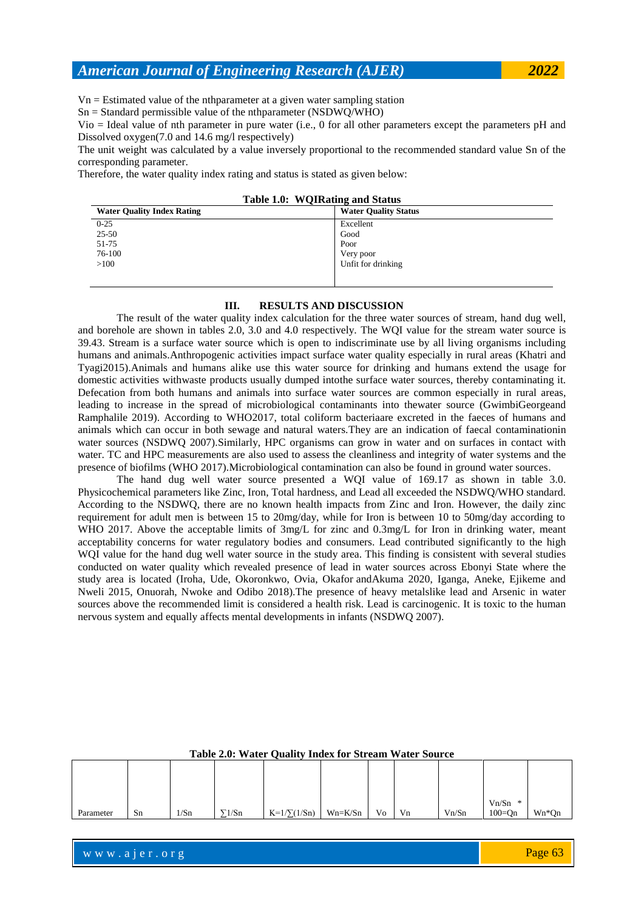$V_n$ = Estimated value of the nthparameter at a given water sampling station

$S_n$ = Standard permissible value of the nthparameter (NSDWQ/WHO)

$V_{io}$ = Ideal value of nth parameter in pure water (i.e., 0 for all other parameters except the parameters pH and Dissolved oxygen(7.0 and 14.6 mg/l respectively)

The unit weight was calculated by a value inversely proportional to the recommended standard value $S_n$ of the corresponding parameter.

Therefore, the water quality index rating and status is stated as given below:

**Table 1.0: WQIRating and Status**

| Water Quality Index Rating | Water Quality Status |
|---|---|
| 0-25 | Excellent |
| 25-50 | Good |
| 51-75 | Poor |
| 76-100 | Very poor |
| >100 | Unfit for drinking |

## III. RESULTS AND DISCUSSION

The result of the water quality index calculation for the three water sources of stream, hand dug well, and borehole are shown in tables 2.0, 3.0 and 4.0 respectively. The WQI value for the stream water source is 39.43. Stream is a surface water source which is open to indiscriminate use by all living organisms including humans and animals.Anthropogenic activities impact surface water quality especially in rural areas (Khatri and Tyagi2015).Animals and humans alike use this water source for drinking and humans extend the usage for domestic activities withwaste products usually dumped intothe surface water sources, thereby contaminating it. Defecation from both humans and animals into surface water sources are common especially in rural areas, leading to increase in the spread of microbiological contaminants into thewater source (GwimbiGeorgeand Ramphalile 2019). According to WHO2017, total coliform bacteriaare excreted in the faeces of humans and animals which can occur in both sewage and natural waters.They are an indication of faecal contaminationin water sources (NSDWQ 2007).Similarly, HPC organisms can grow in water and on surfaces in contact with water. TC and HPC measurements are also used to assess the cleanliness and integrity of water systems and the presence of biofilms (WHO 2017).Microbiological contamination can also be found in ground water sources.

The hand dug well water source presented a WQI value of 169.17 as shown in table 3.0. Physicochemical parameters like Zinc, Iron, Total hardness, and Lead all exceeded the NSDWQ/WHO standard. According to the NSDWQ, there are no known health impacts from Zinc and Iron. However, the daily zinc requirement for adult men is between 15 to 20mg/day, while for Iron is between 10 to 50mg/day according to WHO 2017. Above the acceptable limits of 3mg/L for zinc and 0.3mg/L for Iron in drinking water, meant acceptability concerns for water regulatory bodies and consumers. Lead contributed significantly to the high WQI value for the hand dug well water source in the study area. This finding is consistent with several studies conducted on water quality which revealed presence of lead in water sources across Ebonyi State where the study area is located (Iroha, Ude, Okoronkwo, Ovia, Okafor andAkuma 2020, Iganga, Aneke, Ejikeme and Nweli 2015, Onuorah, Nwoke and Odibo 2018).The presence of heavy metalslike lead and Arsenic in water sources above the recommended limit is considered a health risk. Lead is carcinogenic. It is toxic to the human nervous system and equally affects mental developments in infants (NSDWQ 2007).

**Table 2.0: Water Quality Index for Stream Water Source**

| Parameter | Sn | 1/Sn | ∑1/Sn | K=1/∑(1/Sn) | Wn=K/Sn | Vo | Vn | Vn/Sn | Vn/Sn * 100=Qn | Wn*Qn |
|---|---|---|---|---|---|---|---|---|---|---|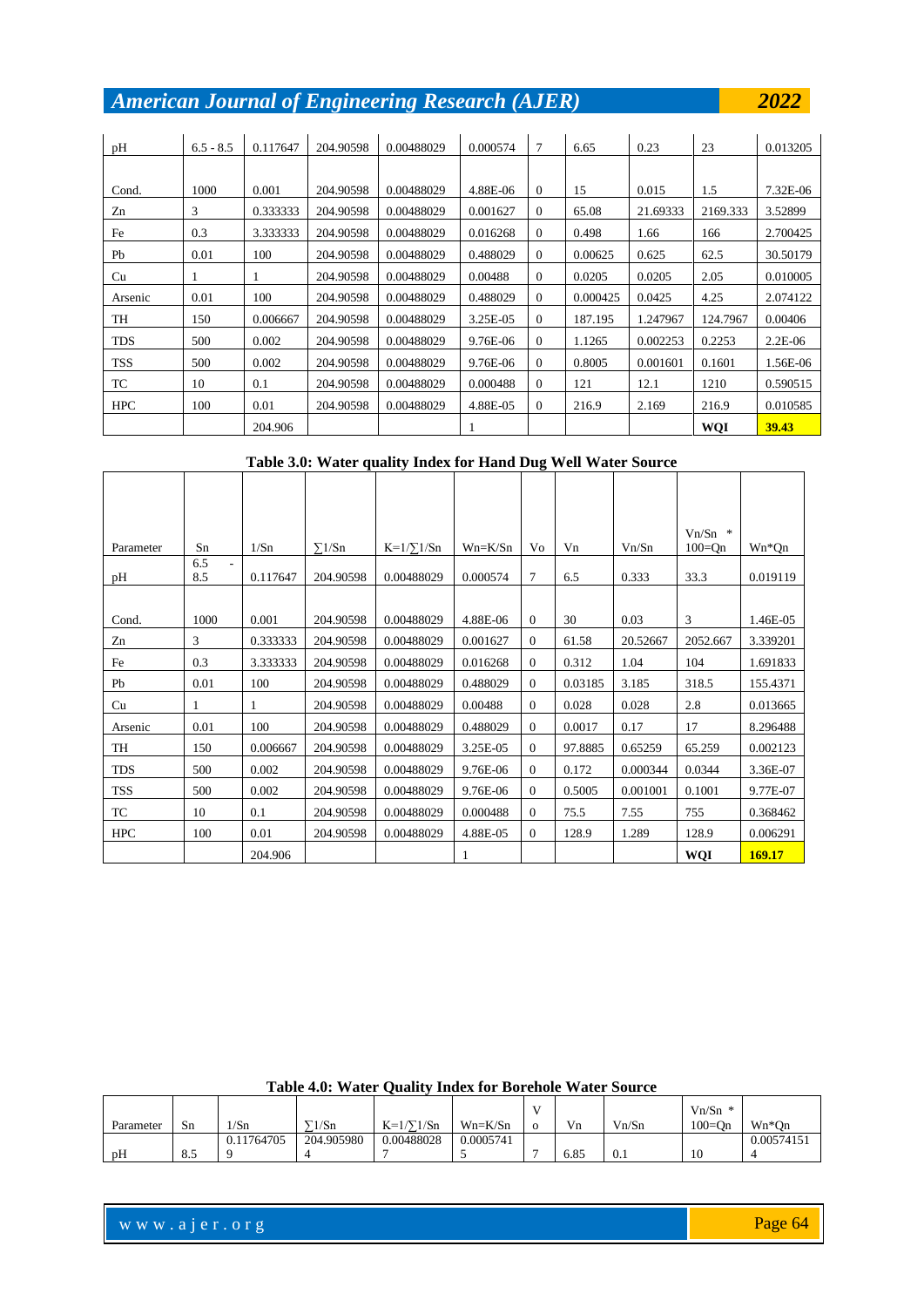| pH | 6.5 - 8.5 | 0.117647 | 204.90598 | 0.00488029 | 0.000574 | 7 | 6.65 | 0.23 | 23 | 0.013205 |
|---|---|---|---|---|---|---|---|---|---|---|
| Cond. | 1000 | 0.001 | 204.90598 | 0.00488029 | 4.88E-06 | 0 | 15 | 0.015 | 1.5 | 7.32E-06 |
| Zn | 3 | 0.333333 | 204.90598 | 0.00488029 | 0.001627 | 0 | 65.08 | 21.69333 | 2169.333 | 3.52899 |
| Fe | 0.3 | 3.333333 | 204.90598 | 0.00488029 | 0.016268 | 0 | 0.498 | 1.66 | 166 | 2.700425 |
| Pb | 0.01 | 100 | 204.90598 | 0.00488029 | 0.488029 | 0 | 0.00625 | 0.625 | 62.5 | 30.50179 |
| Cu | 1 | 1 | 204.90598 | 0.00488029 | 0.00488 | 0 | 0.0205 | 0.0205 | 2.05 | 0.010005 |
| Arsenic | 0.01 | 100 | 204.90598 | 0.00488029 | 0.488029 | 0 | 0.000425 | 0.0425 | 4.25 | 2.074122 |
| TH | 150 | 0.006667 | 204.90598 | 0.00488029 | 3.25E-05 | 0 | 187.195 | 1.247967 | 124.7967 | 0.00406 |
| TDS | 500 | 0.002 | 204.90598 | 0.00488029 | 9.76E-06 | 0 | 1.1265 | 0.002253 | 0.2253 | 2.2E-06 |
| TSS | 500 | 0.002 | 204.90598 | 0.00488029 | 9.76E-06 | 0 | 0.8005 | 0.001601 | 0.1601 | 1.56E-06 |
| TC | 10 | 0.1 | 204.90598 | 0.00488029 | 0.000488 | 0 | 121 | 12.1 | 1210 | 0.590515 |
| HPC | 100 | 0.01 | 204.90598 | 0.00488029 | 4.88E-05 | 0 | 216.9 | 2.169 | 216.9 | 0.010585 |
| | | 204.906 | | | 1 | | | | **WQI** | **39.43** |

**Table 3.0: Water quality Index for Hand Dug Well Water Source**

| Parameter | Sn | 1/Sn | ∑1/Sn | K=1/∑1/Sn | Wn=K/Sn | Vo | Vn | Vn/Sn | Vn/Sn * 100=Qn | Wn*Qn |
|---|---|---|---|---|---|---|---|---|---|---|
| pH | 6.5 - 8.5 | 0.117647 | 204.90598 | 0.00488029 | 0.000574 | 7 | 6.5 | 0.333 | 33.3 | 0.019119 |
| Cond. | 1000 | 0.001 | 204.90598 | 0.00488029 | 4.88E-06 | 0 | 30 | 0.03 | 3 | 1.46E-05 |
| Zn | 3 | 0.333333 | 204.90598 | 0.00488029 | 0.001627 | 0 | 61.58 | 20.52667 | 2052.667 | 3.339201 |
| Fe | 0.3 | 3.333333 | 204.90598 | 0.00488029 | 0.016268 | 0 | 0.312 | 1.04 | 104 | 1.691833 |
| Pb | 0.01 | 100 | 204.90598 | 0.00488029 | 0.488029 | 0 | 0.03185 | 3.185 | 318.5 | 155.4371 |
| Cu | 1 | 1 | 204.90598 | 0.00488029 | 0.00488 | 0 | 0.028 | 0.028 | 2.8 | 0.013665 |
| Arsenic | 0.01 | 100 | 204.90598 | 0.00488029 | 0.488029 | 0 | 0.0017 | 0.17 | 17 | 8.296488 |
| TH | 150 | 0.006667 | 204.90598 | 0.00488029 | 3.25E-05 | 0 | 97.8885 | 0.65259 | 65.259 | 0.002123 |
| TDS | 500 | 0.002 | 204.90598 | 0.00488029 | 9.76E-06 | 0 | 0.172 | 0.000344 | 0.0344 | 3.36E-07 |
| TSS | 500 | 0.002 | 204.90598 | 0.00488029 | 9.76E-06 | 0 | 0.5005 | 0.001001 | 0.1001 | 9.77E-07 |
| TC | 10 | 0.1 | 204.90598 | 0.00488029 | 0.000488 | 0 | 75.5 | 7.55 | 755 | 0.368462 |
| HPC | 100 | 0.01 | 204.90598 | 0.00488029 | 4.88E-05 | 0 | 128.9 | 1.289 | 128.9 | 0.006291 |
| | | 204.906 | | | 1 | | | | **WQI** | **169.17** |

**Table 4.0: Water Quality Index for Borehole Water Source**

| Parameter | Sn | 1/Sn | ∑1/Sn | K=1/∑1/Sn | Wn=K/Sn | Vo | Vn | Vn/Sn | Vn/Sn * 100=Qn | Wn*Qn |
|---|---|---|---|---|---|---|---|---|---|---|
| pH | 8.5 | 0.117647059 | 204.9059804 | 0.004880287 | 0.00057415 | 7 | 6.85 | 0.1 | 10 | 0.005741514 |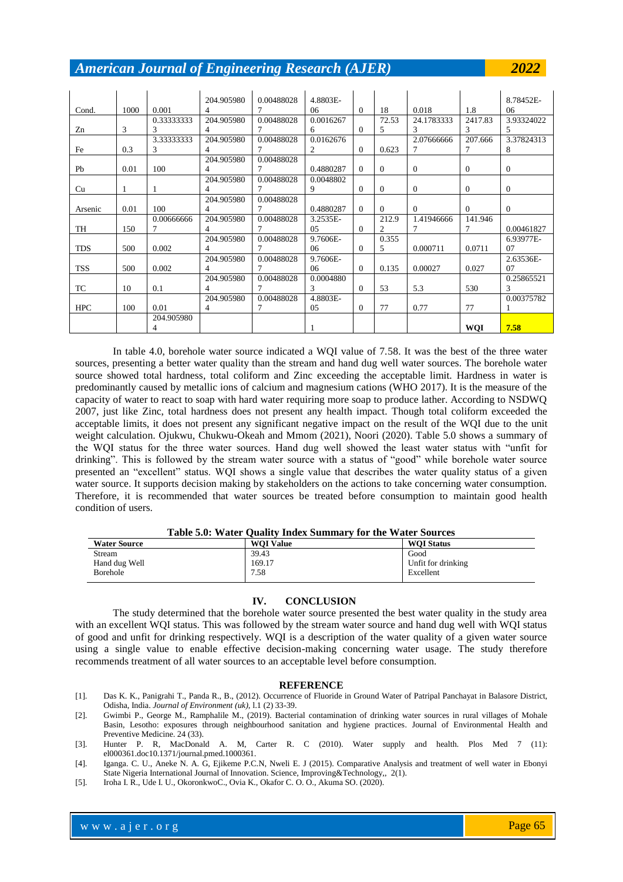| Cond. | 1000 | 0.001 | 204.9059804 | 0.004880287 | 4.8803E-06 | 0 | 18 | 0.018 | 1.8 | 8.78452E-06 |
|---|---|---|---|---|---|---|---|---|---|---|
| Zn | 3 | 0.333333333 | 204.9059804 | 0.004880287 | 0.00162676 | 0 | 72.535 | 24.17833333 | 2417.833 | 3.933240225 |
| Fe | 0.3 | 3.333333333 | 204.9059804 | 0.004880287 | 0.01626762 | 0 | 0.623 | 2.076666667 | 207.6667 | 3.378243138 |
| Pb | 0.01 | 100 | 204.9059804 | 0.004880287 | 0.4880287 | 0 | 0 | 0 | 0 | 0 |
| Cu | 1 | 1 | 204.9059804 | 0.004880287 | 0.00488029 | 0 | 0 | 0 | 0 | 0 |
| Arsenic | 0.01 | 100 | 204.9059804 | 0.004880287 | 0.4880287 | 0 | 0 | 0 | 0 | 0 |
| TH | 150 | 0.006666667 | 204.9059804 | 0.004880287 | 3.2535E-05 | 0 | 212.92 | 1.419466667 | 141.9467 | 0.00461827 |
| TDS | 500 | 0.002 | 204.9059804 | 0.004880287 | 9.7606E-06 | 0 | 0.3555 | 0.000711 | 0.0711 | 6.93977E-07 |
| TSS | 500 | 0.002 | 204.9059804 | 0.004880287 | 9.7606E-06 | 0 | 0.135 | 0.00027 | 0.027 | 2.63536E-07 |
| TC | 10 | 0.1 | 204.9059804 | 0.004880287 | 0.00048803 | 0 | 53 | 5.3 | 530 | 0.258655213 |
| HPC | 100 | 0.01 | 204.9059804 | 0.004880287 | 4.8803E-05 | 0 | 77 | 0.77 | 77 | 0.003757821 |
| | | 204.9059804 | | | 1 | | | | **WQI** | **7.58** |

In table 4.0, borehole water source indicated a WQI value of 7.58. It was the best of the three water sources, presenting a better water quality than the stream and hand dug well water sources. The borehole water source showed total hardness, total coliform and Zinc exceeding the acceptable limit. Hardness in water is predominantly caused by metallic ions of calcium and magnesium cations (WHO 2017). It is the measure of the capacity of water to react to soap with hard water requiring more soap to produce lather. According to NSDWQ 2007, just like Zinc, total hardness does not present any health impact. Though total coliform exceeded the acceptable limits, it does not present any significant negative impact on the result of the WQI due to the unit weight calculation. Ojukwu, Chukwu-Okeah and Mmom (2021), Noori (2020). Table 5.0 shows a summary of the WQI status for the three water sources. Hand dug well showed the least water status with "unfit for drinking". This is followed by the stream water source with a status of "good" while borehole water source presented an "excellent" status. WQI shows a single value that describes the water quality status of a given water source. It supports decision making by stakeholders on the actions to take concerning water consumption. Therefore, it is recommended that water sources be treated before consumption to maintain good health condition of users.

**Table 5.0: Water Quality Index Summary for the Water Sources**

| Water Source | WQI Value | WQI Status |
|---|---|---|
| Stream | 39.43 | Good |
| Hand dug Well | 169.17 | Unfit for drinking |
| Borehole | 7.58 | Excellent |

## IV. CONCLUSION

The study determined that the borehole water source presented the best water quality in the study area with an excellent WQI status. This was followed by the stream water source and hand dug well with WQI status of good and unfit for drinking respectively. WQI is a description of the water quality of a given water source using a single value to enable effective decision-making concerning water usage. The study therefore recommends treatment of all water sources to an acceptable level before consumption.

## REFERENCE

[1]. Das K. K., Panigrahi T., Panda R., B., (2012). Occurrence of Fluoride in Ground Water of Patripal Panchayat in Balasore District, Odisha, India. *Journal of Environment (uk),* l.1 (2) 33-39.

[2]. Gwimbi P., George M., Ramphalile M., (2019). Bacterial contamination of drinking water sources in rural villages of Mohale Basin, Lesotho: exposures through neighbourhood sanitation and hygiene practices. Journal of Environmental Health and Preventive Medicine. 24 (33).

[3]. Hunter P. R, MacDonald A. M, Carter R. C (2010). Water supply and health. Plos Med 7 (11): el000361.doc10.1371/journal.pmed.1000361.

[4]. Iganga. C. U., Aneke N. A. G, Ejikeme P.C.N, Nweli E. J (2015). Comparative Analysis and treatment of well water in Ebonyi State Nigeria International Journal of Innovation. Science, Improving&Technology,, 2(1).

[5]. Iroha I. R., Ude I. U., OkoronkwoC., Ovia K., Okafor C. O. O., Akuma SO. (2020).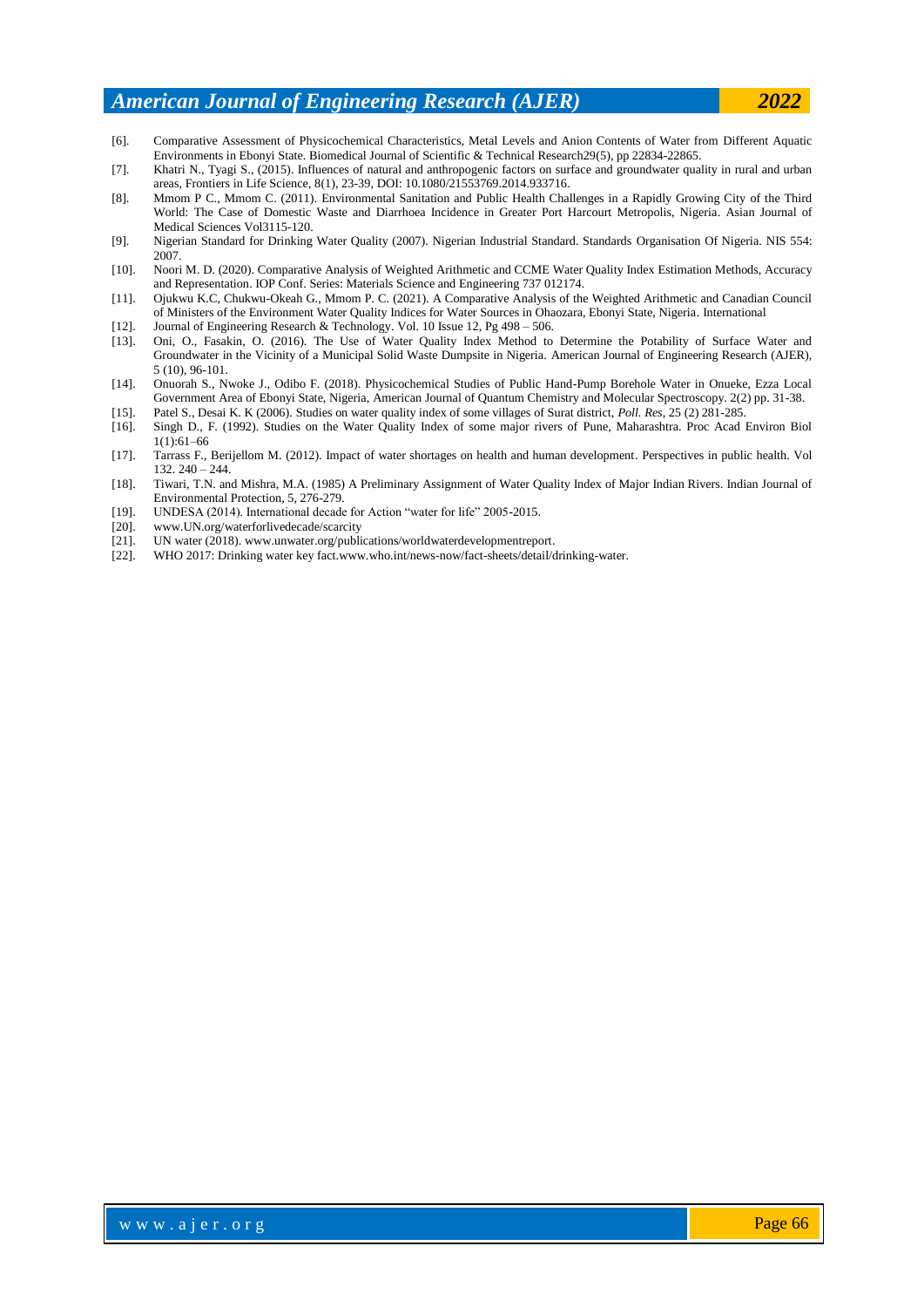[6]. Comparative Assessment of Physicochemical Characteristics, Metal Levels and Anion Contents of Water from Different Aquatic Environments in Ebonyi State. Biomedical Journal of Scientific & Technical Research29(5), pp 22834-22865.

[7]. Khatri N., Tyagi S., (2015). Influences of natural and anthropogenic factors on surface and groundwater quality in rural and urban areas, Frontiers in Life Science, 8(1), 23-39, DOI: 10.1080/21553769.2014.933716.

[8]. Mmom P C., Mmom C. (2011). Environmental Sanitation and Public Health Challenges in a Rapidly Growing City of the Third World: The Case of Domestic Waste and Diarrhoea Incidence in Greater Port Harcourt Metropolis, Nigeria. Asian Journal of Medical Sciences Vol3115-120.

[9]. Nigerian Standard for Drinking Water Quality (2007). Nigerian Industrial Standard. Standards Organisation Of Nigeria. NIS 554: 2007.

[10]. Noori M. D. (2020). Comparative Analysis of Weighted Arithmetic and CCME Water Quality Index Estimation Methods, Accuracy and Representation. IOP Conf. Series: Materials Science and Engineering 737 012174.

[11]. Ojukwu K.C, Chukwu-Okeah G., Mmom P. C. (2021). A Comparative Analysis of the Weighted Arithmetic and Canadian Council of Ministers of the Environment Water Quality Indices for Water Sources in Ohaozara, Ebonyi State, Nigeria. International

[12]. Journal of Engineering Research & Technology. Vol. 10 Issue 12, Pg 498 – 506.

[13]. Oni, O., Fasakin, O. (2016). The Use of Water Quality Index Method to Determine the Potability of Surface Water and Groundwater in the Vicinity of a Municipal Solid Waste Dumpsite in Nigeria. American Journal of Engineering Research (AJER), 5 (10), 96-101.

[14]. Onuorah S., Nwoke J., Odibo F. (2018). Physicochemical Studies of Public Hand-Pump Borehole Water in Onueke, Ezza Local Government Area of Ebonyi State, Nigeria, American Journal of Quantum Chemistry and Molecular Spectroscopy. 2(2) pp. 31-38.

[15]. Patel S., Desai K. K (2006). Studies on water quality index of some villages of Surat district, *Poll. Res*, 25 (2) 281-285.

[16]. Singh D., F. (1992). Studies on the Water Quality Index of some major rivers of Pune, Maharashtra. Proc Acad Environ Biol 1(1):61–66

[17]. Tarrass F., Berijellom M. (2012). Impact of water shortages on health and human development. Perspectives in public health. Vol 132. 240 – 244.

[18]. Tiwari, T.N. and Mishra, M.A. (1985) A Preliminary Assignment of Water Quality Index of Major Indian Rivers. Indian Journal of Environmental Protection, 5, 276-279.

[19]. UNDESA (2014). International decade for Action "water for life" 2005-2015.

[20]. www.UN.org/waterforlivedecade/scarcity

[21]. UN water (2018). www.unwater.org/publications/worldwaterdevelopmentreport.

[22]. WHO 2017: Drinking water key fact.www.who.int/news-now/fact-sheets/detail/drinking-water.